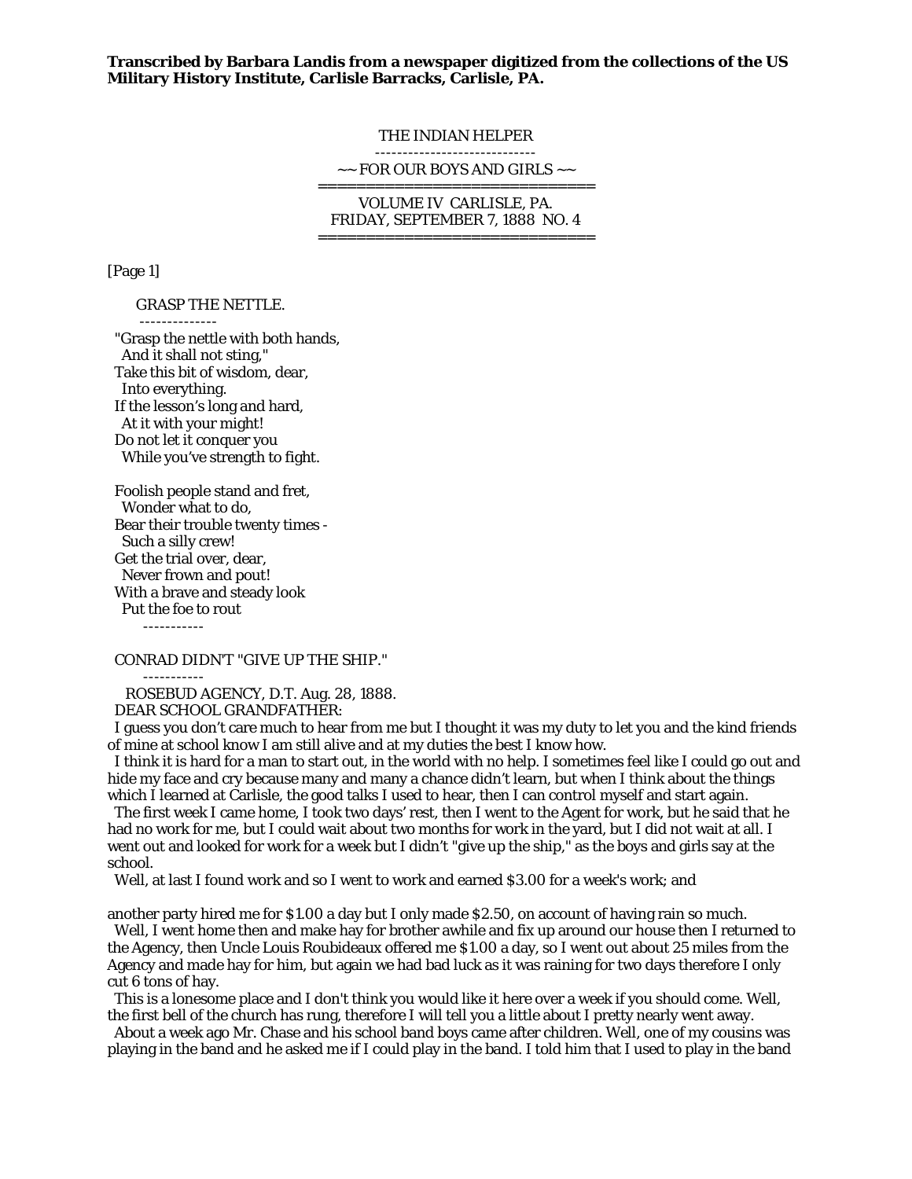**Transcribed by Barbara Landis from a newspaper digitized from the collections of the US Military History Institute, Carlisle Barracks, Carlisle, PA.**

THE INDIAN HELPER

~~ FOR OUR BOYS AND GIRLS ~~

VOLUME IV CARLISLE, PA.
FRIDAY, SEPTEMBER 7, 1888 NO. 4

[Page 1]

## GRASP THE NETTLE.

"Grasp the nettle with both hands,
And it shall not sting,"
Take this bit of wisdom, dear,
Into everything.
If the lesson's long and hard,
At it with your might!
Do not let it conquer you
While you've strength to fight.

Foolish people stand and fret,
Wonder what to do,
Bear their trouble twenty times -
Such a silly crew!
Get the trial over, dear,
Never frown and pout!
With a brave and steady look
Put the foe to rout

-----------

## CONRAD DIDN'T "GIVE UP THE SHIP."

ROSEBUD AGENCY, D.T. Aug. 28, 1888.

DEAR SCHOOL GRANDFATHER:

I guess you don't care much to hear from me but I thought it was my duty to let you and the kind friends of mine at school know I am still alive and at my duties the best I know how.

I think it is hard for a man to start out, in the world with no help. I sometimes feel like I could go out and hide my face and cry because many and many a chance didn't learn, but when I think about the things which I learned at Carlisle, the good talks I used to hear, then I can control myself and start again.

The first week I came home, I took two days' rest, then I went to the Agent for work, but he said that he had no work for me, but I could wait about two months for work in the yard, but I did not wait at all. I went out and looked for work for a week but I didn't "give up the ship," as the boys and girls say at the school.

Well, at last I found work and so I went to work and earned $3.00 for a week's work; and another party hired me for $1.00 a day but I only made $2.50, on account of having rain so much.

Well, I went home then and make hay for brother awhile and fix up around our house then I returned to the Agency, then Uncle Louis Roubideaux offered me $1.00 a day, so I went out about 25 miles from the Agency and made hay for him, but again we had bad luck as it was raining for two days therefore I only cut 6 tons of hay.

This is a lonesome place and I don't think you would like it here over a week if you should come. Well, the first bell of the church has rung, therefore I will tell you a little about I pretty nearly went away.

About a week ago Mr. Chase and his school band boys came after children. Well, one of my cousins was playing in the band and he asked me if I could play in the band. I told him that I used to play in the band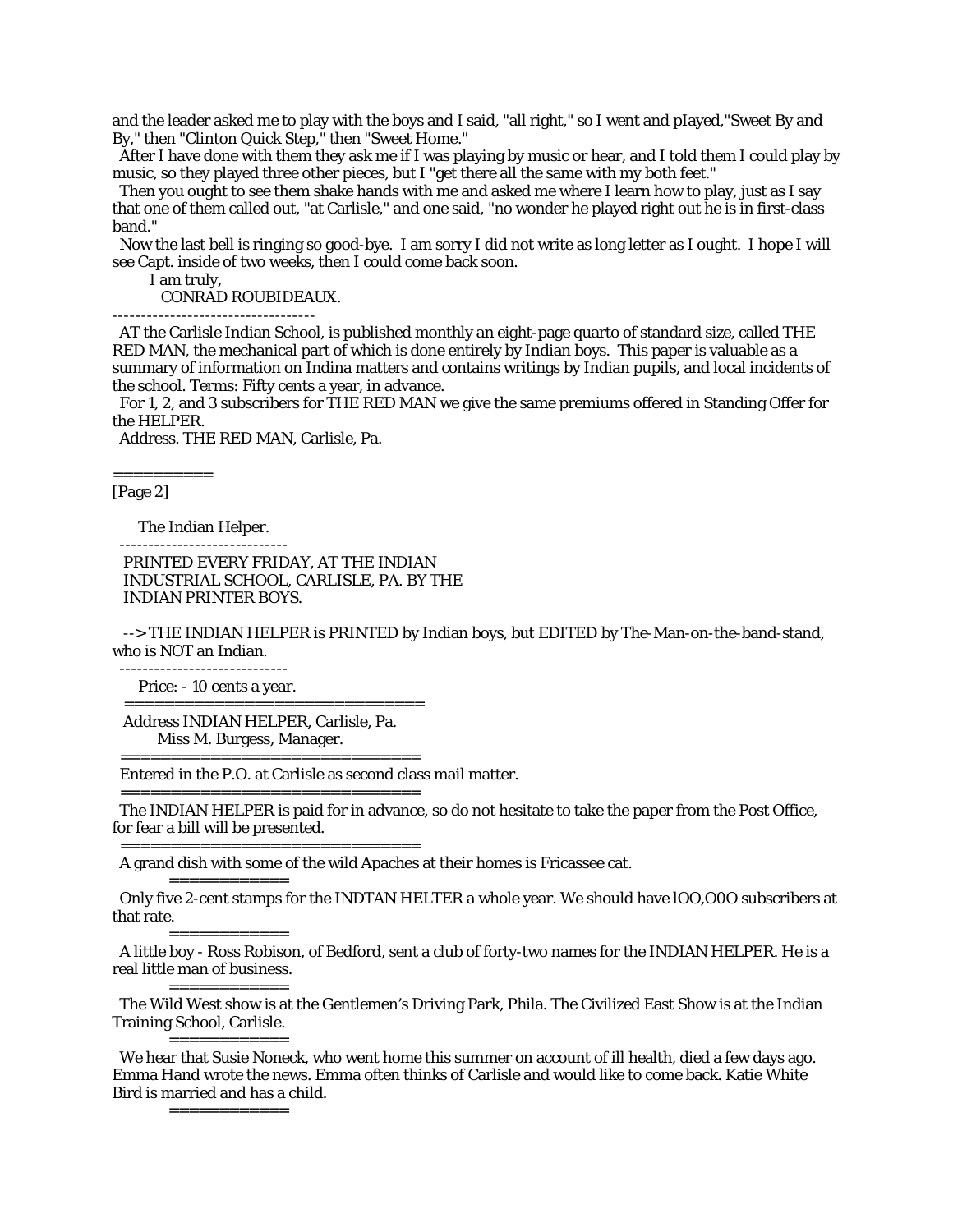and the leader asked me to play with the boys and I said, "all right," so I went and pIayed,"Sweet By and By," then "Clinton Quick Step," then "Sweet Home."

After I have done with them they ask me if I was playing by music or hear, and I told them I could play by music, so they played three other pieces, but I "get there all the same with my both feet."

Then you ought to see them shake hands with me and asked me where I learn how to play, just as I say that one of them called out, "at Carlisle," and one said, "no wonder he played right out he is in first-class band."

Now the last bell is ringing so good-bye. I am sorry I did not write as long letter as I ought. I hope I will see Capt. inside of two weeks, then I could come back soon.

I am truly,

CONRAD ROUBIDEAUX.

-----------------------------------

AT the Carlisle Indian School, is published monthly an eight-page quarto of standard size, called THE RED MAN, the mechanical part of which is done entirely by Indian boys. This paper is valuable as a summary of information on Indina matters and contains writings by Indian pupils, and local incidents of the school. Terms: Fifty cents a year, in advance.

For 1, 2, and 3 subscribers for THE RED MAN we give the same premiums offered in Standing Offer for the HELPER.

Address. THE RED MAN, Carlisle, Pa.

==========

[Page 2]

The Indian Helper.

-----------------------------

PRINTED EVERY FRIDAY, AT THE INDIAN INDUSTRIAL SCHOOL, CARLISLE, PA. BY THE INDIAN PRINTER BOYS.

--> THE INDIAN HELPER is PRINTED by Indian boys, but EDITED by The-Man-on-the-band-stand, who is NOT an Indian.

-----------------------------

Price: - 10 cents a year.

================================

Address INDIAN HELPER, Carlisle, Pa.
Miss M. Burgess, Manager.

================================

Entered in the P.O. at Carlisle as second class mail matter.

================================

The INDIAN HELPER is paid for in advance, so do not hesitate to take the paper from the Post Office, for fear a bill will be presented.

================================

A grand dish with some of the wild Apaches at their homes is Fricassee cat.

=============

Only five 2-cent stamps for the INDTAN HELTER a whole year. We should have lOO,O0O subscribers at that rate.

=============

A little boy - Ross Robison, of Bedford, sent a club of forty-two names for the INDIAN HELPER. He is a real little man of business.

=============

The Wild West show is at the Gentlemen's Driving Park, Phila. The Civilized East Show is at the Indian Training School, Carlisle.

=============

We hear that Susie Noneck, who went home this summer on account of ill health, died a few days ago. Emma Hand wrote the news. Emma often thinks of Carlisle and would like to come back. Katie White Bird is married and has a child.

=============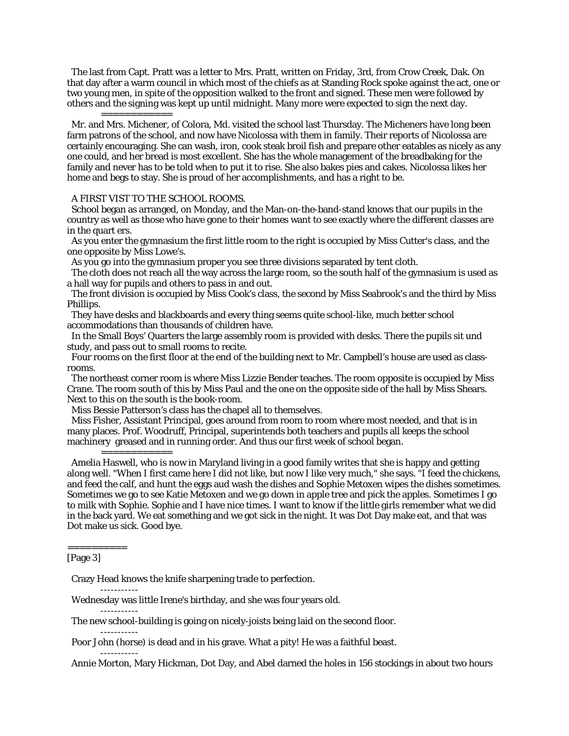The last from Capt. Pratt was a letter to Mrs. Pratt, written on Friday, 3rd, from Crow Creek, Dak. On that day after a warm council in which most of the chiefs as at Standing Rock spoke against the act, one or two young men, in spite of the opposition walked to the front and signed. These men were followed by others and the signing was kept up until midnight. Many more were expected to sign the next day.

=============

Mr. and Mrs. Michener, of Colora, Md. visited the school last Thursday. The Micheners have long been farm patrons of the school, and now have Nicolossa with them in family. Their reports of Nicolossa are certainly encouraging. She can wash, iron, cook steak broil fish and prepare other eatables as nicely as any one could, and her bread is most excellent. She has the whole management of the breadbaking for the family and never has to be told when to put it to rise. She also bakes pies and cakes. Nicolossa likes her home and begs to stay. She is proud of her accomplishments, and has a right to be.

A FIRST VIST TO THE SCHOOL ROOMS.

School began as arranged, on Monday, and the Man-on-the-band-stand knows that our pupils in the country as well as those who have gone to their homes want to see exactly where the different classes are in the quart ers.

As you enter the gymnasium the first little room to the right is occupied by Miss Cutter's class, and the one opposite by Miss Lowe's.

As you go into the gymnasium proper you see three divisions separated by tent cloth.

The cloth does not reach all the way across the large room, so the south half of the gymnasium is used as a hall way for pupils and others to pass in and out.

The front division is occupied by Miss Cook's class, the second by Miss Seabrook's and the third by Miss Phillips.

They have desks and blackboards and every thing seems quite school-like, much better school accommodations than thousands of children have.

In the Small Boys' Quarters the large assembly room is provided with desks. There the pupils sit und study, and pass out to small rooms to recite.

Four rooms on the first floor at the end of the building next to Mr. Campbell's house are used as class-rooms.

The northeast corner room is where Miss Lizzie Bender teaches. The room opposite is occupied by Miss Crane. The room south of this by Miss Paul and the one on the opposite side of the hall by Miss Shears. Next to this on the south is the book-room.

Miss Bessie Patterson's class has the chapel all to themselves.

Miss Fisher, Assistant Principal, goes around from room to room where most needed, and that is in many places. Prof. Woodruff, Principal, superintends both teachers and pupils all keeps the school machinery greased and in running order. And thus our first week of school began.

=============

Amelia Haswell, who is now in Maryland living in a good family writes that she is happy and getting along well. "When I first came here I did not like, but now I like very much," she says. "I feed the chickens, and feed the calf, and hunt the eggs aud wash the dishes and Sophie Metoxen wipes the dishes sometimes. Sometimes we go to see Katie Metoxen and we go down in apple tree and pick the apples. Sometimes I go to milk with Sophie. Sophie and I have nice times. I want to know if the little girls remember what we did in the back yard. We eat something and we got sick in the night. It was Dot Day make eat, and that was Dot make us sick. Good bye.

==========

[Page 3]

Crazy Head knows the knife sharpening trade to perfection.

----------

Wednesday was little Irene's birthday, and she was four years old.

----------

The new school-building is going on nicely-joists being laid on the second floor.

----------

Poor John (horse) is dead and in his grave. What a pity! He was a faithful beast.

----------

Annie Morton, Mary Hickman, Dot Day, and Abel darned the holes in 156 stockings in about two hours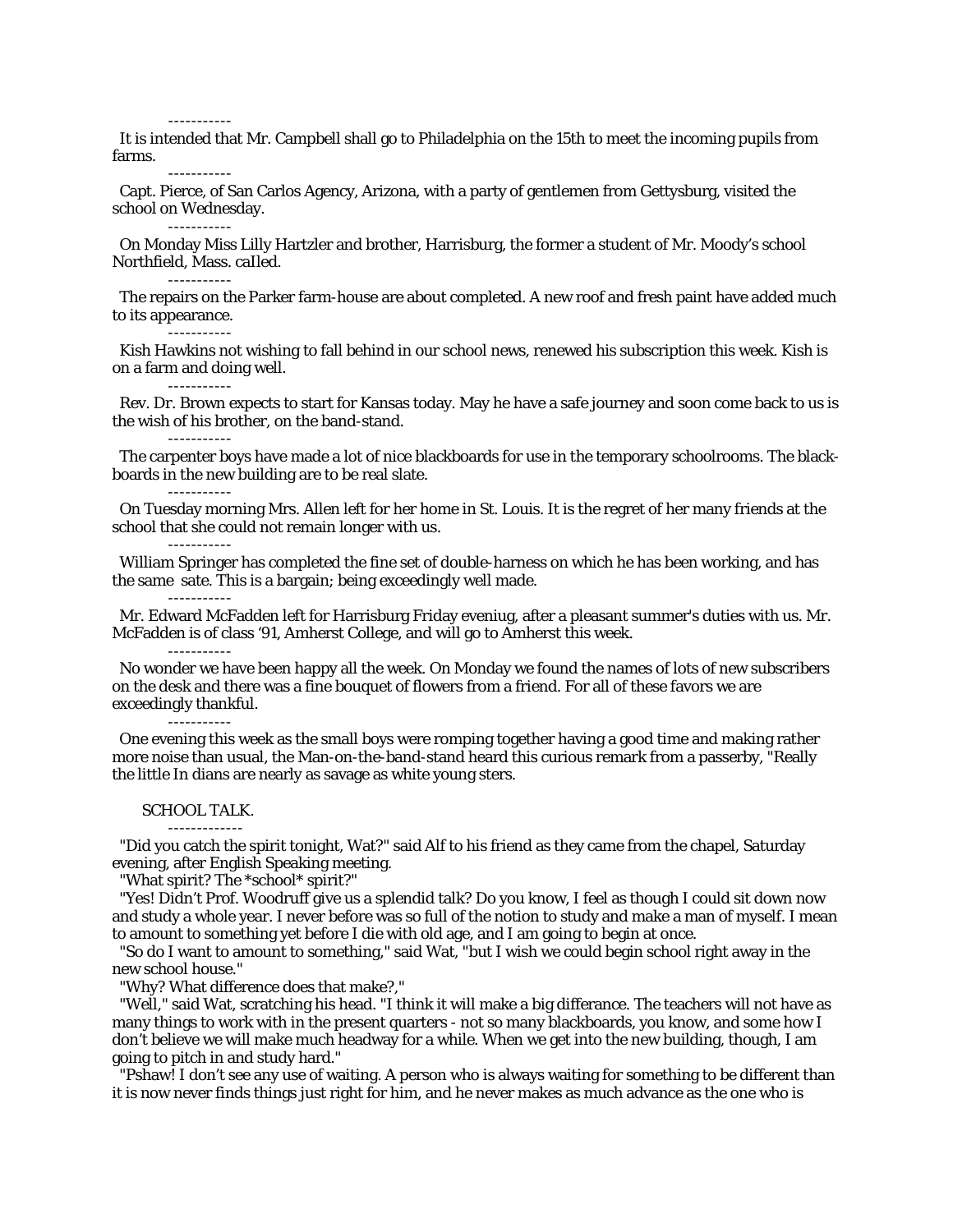----------

It is intended that Mr. Campbell shall go to Philadelphia on the 15th to meet the incoming pupils from farms.

----------

Capt. Pierce, of San Carlos Agency, Arizona, with a party of gentlemen from Gettysburg, visited the school on Wednesday.

----------

On Monday Miss Lilly Hartzler and brother, Harrisburg, the former a student of Mr. Moody's school Northfield, Mass. caIled.

----------

The repairs on the Parker farm-house are about completed. A new roof and fresh paint have added much to its appearance.

----------

Kish Hawkins not wishing to fall behind in our school news, renewed his subscription this week. Kish is on a farm and doing well.

----------

Rev. Dr. Brown expects to start for Kansas today. May he have a safe journey and soon come back to us is the wish of his brother, on the band-stand.

----------

The carpenter boys have made a lot of nice blackboards for use in the temporary schoolrooms. The black-boards in the new building are to be real slate.

----------

On Tuesday morning Mrs. Allen left for her home in St. Louis. It is the regret of her many friends at the school that she could not remain longer with us.

----------

William Springer has completed the fine set of double-harness on which he has been working, and has the same sate. This is a bargain; being exceedingly well made.

----------

Mr. Edward McFadden left for Harrisburg Friday eveniug, after a pleasant summer's duties with us. Mr. McFadden is of class '91, Amherst College, and will go to Amherst this week.

----------

No wonder we have been happy all the week. On Monday we found the names of lots of new subscribers on the desk and there was a fine bouquet of flowers from a friend. For all of these favors we are exceedingly thankful.

----------

One evening this week as the small boys were romping together having a good time and making rather more noise than usual, the Man-on-the-band-stand heard this curious remark from a passerby, "Really the little In dians are nearly as savage as white young sters.

## SCHOOL TALK.

------------

"Did you catch the spirit tonight, Wat?" said Alf to his friend as they came from the chapel, Saturday evening, after English Speaking meeting.

"What spirit? The *school* spirit?"

"Yes! Didn't Prof. Woodruff give us a splendid talk? Do you know, I feel as though I could sit down now and study a whole year. I never before was so full of the notion to study and make a man of myself. I mean to amount to something yet before I die with old age, and I am going to begin at once.

"So do I want to amount to something," said Wat, "but I wish we could begin school right away in the new school house."

"Why? What difference does that make?,"

"Well," said Wat, scratching his head. "I think it will make a big differance. The teachers will not have as many things to work with in the present quarters - not so many blackboards, you know, and some how I don't believe we will make much headway for a while. When we get into the new building, though, I am going to pitch in and study hard."

"Pshaw! I don't see any use of waiting. A person who is always waiting for something to be different than it is now never finds things just right for him, and he never makes as much advance as the one who is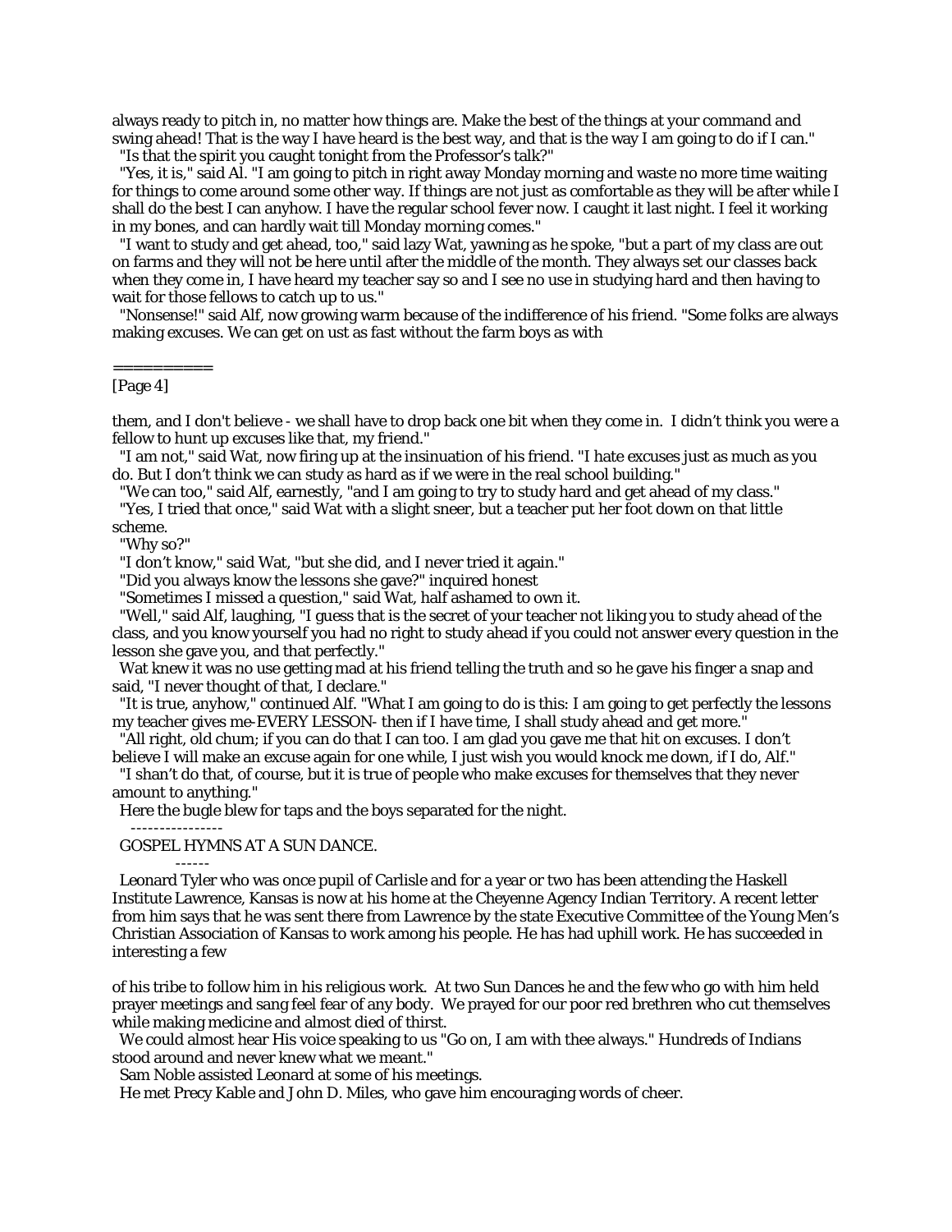always ready to pitch in, no matter how things are. Make the best of the things at your command and swing ahead! That is the way I have heard is the best way, and that is the way I am going to do if I can."

"Is that the spirit you caught tonight from the Professor's talk?"

"Yes, it is," said Al. "I am going to pitch in right away Monday morning and waste no more time waiting for things to come around some other way. If things are not just as comfortable as they will be after while I shall do the best I can anyhow. I have the regular school fever now. I caught it last night. I feel it working in my bones, and can hardly wait till Monday morning comes."

"I want to study and get ahead, too," said lazy Wat, yawning as he spoke, "but a part of my class are out on farms and they will not be here until after the middle of the month. They always set our classes back when they come in, I have heard my teacher say so and I see no use in studying hard and then having to wait for those fellows to catch up to us."

"Nonsense!" said Alf, now growing warm because of the indifference of his friend. "Some folks are always making excuses. We can get on ust as fast without the farm boys as with

==========

[Page 4]

them, and I don't believe - we shall have to drop back one bit when they come in. I didn't think you were a fellow to hunt up excuses like that, my friend."

"I am not," said Wat, now firing up at the insinuation of his friend. "I hate excuses just as much as you do. But I don't think we can study as hard as if we were in the real school building."

"We can too," said Alf, earnestly, "and I am going to try to study hard and get ahead of my class."

"Yes, I tried that once," said Wat with a slight sneer, but a teacher put her foot down on that little scheme.

"Why so?"

"I don't know," said Wat, "but she did, and I never tried it again."

"Did you always know the lessons she gave?" inquired honest

"Sometimes I missed a question," said Wat, half ashamed to own it.

"Well," said Alf, laughing, "I guess that is the secret of your teacher not liking you to study ahead of the class, and you know yourself you had no right to study ahead if you could not answer every question in the lesson she gave you, and that perfectly."

Wat knew it was no use getting mad at his friend telling the truth and so he gave his finger a snap and said, "I never thought of that, I declare."

"It is true, anyhow," continued Alf. "What I am going to do is this: I am going to get perfectly the lessons my teacher gives me-EVERY LESSON- then if I have time, I shall study ahead and get more."

"All right, old chum; if you can do that I can too. I am glad you gave me that hit on excuses. I don't believe I will make an excuse again for one while, I just wish you would knock me down, if I do, Alf."

"I shan't do that, of course, but it is true of people who make excuses for themselves that they never amount to anything."

Here the bugle blew for taps and the boys separated for the night.

----------------

GOSPEL HYMNS AT A SUN DANCE.

------

Leonard Tyler who was once pupil of Carlisle and for a year or two has been attending the Haskell Institute Lawrence, Kansas is now at his home at the Cheyenne Agency Indian Territory. A recent letter from him says that he was sent there from Lawrence by the state Executive Committee of the Young Men's Christian Association of Kansas to work among his people. He has had uphill work. He has succeeded in interesting a few

of his tribe to follow him in his religious work. At two Sun Dances he and the few who go with him held prayer meetings and sang feel fear of any body. We prayed for our poor red brethren who cut themselves while making medicine and almost died of thirst.

We could almost hear His voice speaking to us "Go on, I am with thee always." Hundreds of Indians stood around and never knew what we meant."

Sam Noble assisted Leonard at some of his meetings.

He met Precy Kable and John D. Miles, who gave him encouraging words of cheer.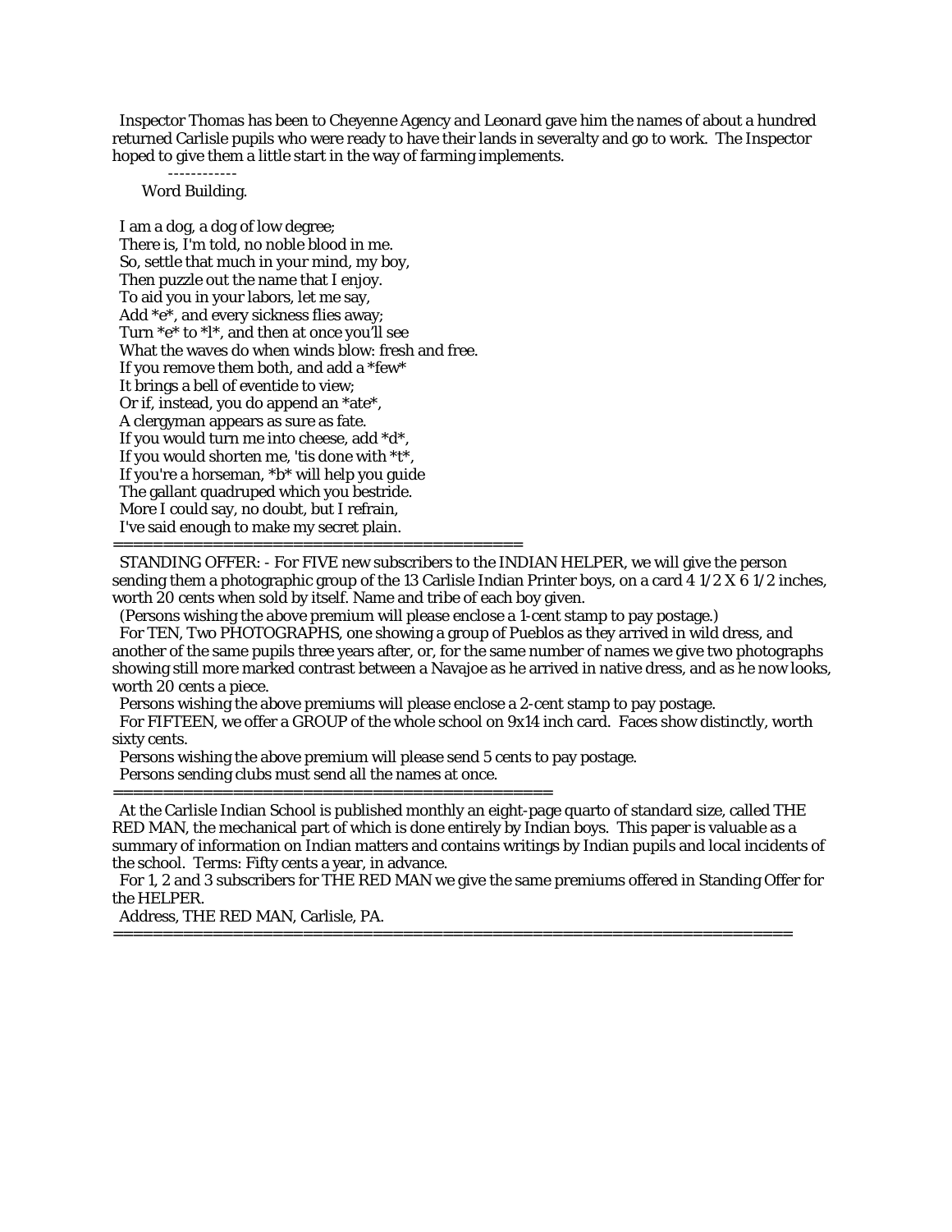Inspector Thomas has been to Cheyenne Agency and Leonard gave him the names of about a hundred returned Carlisle pupils who were ready to have their lands in severalty and go to work. The Inspector hoped to give them a little start in the way of farming implements.

-----------

## Word Building.

I am a dog, a dog of low degree;  
There is, I'm told, no noble blood in me.  
So, settle that much in your mind, my boy,  
Then puzzle out the name that I enjoy.  
To aid you in your labors, let me say,  
Add *e*, and every sickness flies away;  
Turn *e* to *l*, and then at once you'll see  
What the waves do when winds blow: fresh and free.  
If you remove them both, and add a *few*  
It brings a bell of eventide to view;  
Or if, instead, you do append an *ate*,  
A clergyman appears as sure as fate.  
If you would turn me into cheese, add *d*,  
If you would shorten me, 'tis done with *t*,  
If you're a horseman, *b* will help you guide  
The gallant quadruped which you bestride.  
More I could say, no doubt, but I refrain,  
I've said enough to make my secret plain.

---

STANDING OFFER: - For FIVE new subscribers to the INDIAN HELPER, we will give the person sending them a photographic group of the 13 Carlisle Indian Printer boys, on a card 4 1/2 X 6 1/2 inches, worth 20 cents when sold by itself. Name and tribe of each boy given.

(Persons wishing the above premium will please enclose a 1-cent stamp to pay postage.)

For TEN, Two PHOTOGRAPHS, one showing a group of Pueblos as they arrived in wild dress, and another of the same pupils three years after, or, for the same number of names we give two photographs showing still more marked contrast between a Navajoe as he arrived in native dress, and as he now looks, worth 20 cents a piece.

Persons wishing the above premiums will please enclose a 2-cent stamp to pay postage.

For FIFTEEN, we offer a GROUP of the whole school on 9x14 inch card. Faces show distinctly, worth sixty cents.

Persons wishing the above premium will please send 5 cents to pay postage.

Persons sending clubs must send all the names at once.

---

At the Carlisle Indian School is published monthly an eight-page quarto of standard size, called THE RED MAN, the mechanical part of which is done entirely by Indian boys. This paper is valuable as a summary of information on Indian matters and contains writings by Indian pupils and local incidents of the school. Terms: Fifty cents a year, in advance.

For 1, 2 and 3 subscribers for THE RED MAN we give the same premiums offered in Standing Offer for the HELPER.

Address, THE RED MAN, Carlisle, PA.

---